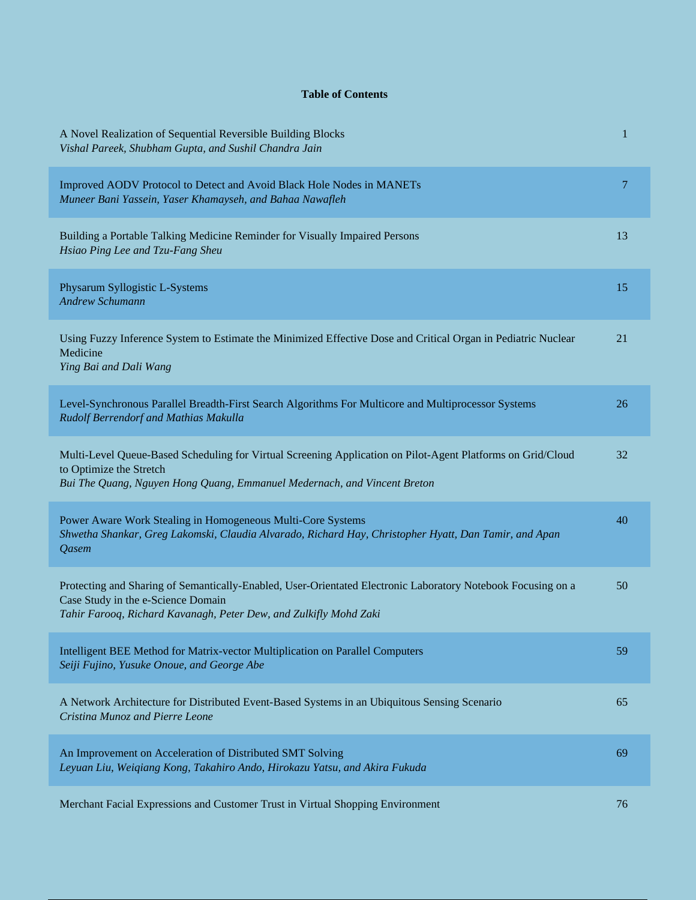**Table of Contents**

| | |
|---|---|
| A Novel Realization of Sequential Reversible Building Blocks<br>*Vishal Pareek, Shubham Gupta, and Sushil Chandra Jain* | 1 |
| Improved AODV Protocol to Detect and Avoid Black Hole Nodes in MANETs<br>*Muneer Bani Yassein, Yaser Khamayseh, and Bahaa Nawafleh* | 7 |
| Building a Portable Talking Medicine Reminder for Visually Impaired Persons<br>*Hsiao Ping Lee and Tzu-Fang Sheu* | 13 |
| Physarum Syllogistic L-Systems<br>*Andrew Schumann* | 15 |
| Using Fuzzy Inference System to Estimate the Minimized Effective Dose and Critical Organ in Pediatric Nuclear Medicine<br>*Ying Bai and Dali Wang* | 21 |
| Level-Synchronous Parallel Breadth-First Search Algorithms For Multicore and Multiprocessor Systems<br>*Rudolf Berrendorf and Mathias Makulla* | 26 |
| Multi-Level Queue-Based Scheduling for Virtual Screening Application on Pilot-Agent Platforms on Grid/Cloud to Optimize the Stretch<br>*Bui The Quang, Nguyen Hong Quang, Emmanuel Medernach, and Vincent Breton* | 32 |
| Power Aware Work Stealing in Homogeneous Multi-Core Systems<br>*Shwetha Shankar, Greg Lakomski, Claudia Alvarado, Richard Hay, Christopher Hyatt, Dan Tamir, and Apan Qasem* | 40 |
| Protecting and Sharing of Semantically-Enabled, User-Orientated Electronic Laboratory Notebook Focusing on a Case Study in the e-Science Domain<br>*Tahir Farooq, Richard Kavanagh, Peter Dew, and Zulkifly Mohd Zaki* | 50 |
| Intelligent BEE Method for Matrix-vector Multiplication on Parallel Computers<br>*Seiji Fujino, Yusuke Onoue, and George Abe* | 59 |
| A Network Architecture for Distributed Event-Based Systems in an Ubiquitous Sensing Scenario<br>*Cristina Munoz and Pierre Leone* | 65 |
| An Improvement on Acceleration of Distributed SMT Solving<br>*Leyuan Liu, Weiqiang Kong, Takahiro Ando, Hirokazu Yatsu, and Akira Fukuda* | 69 |
| Merchant Facial Expressions and Customer Trust in Virtual Shopping Environment | 76 |